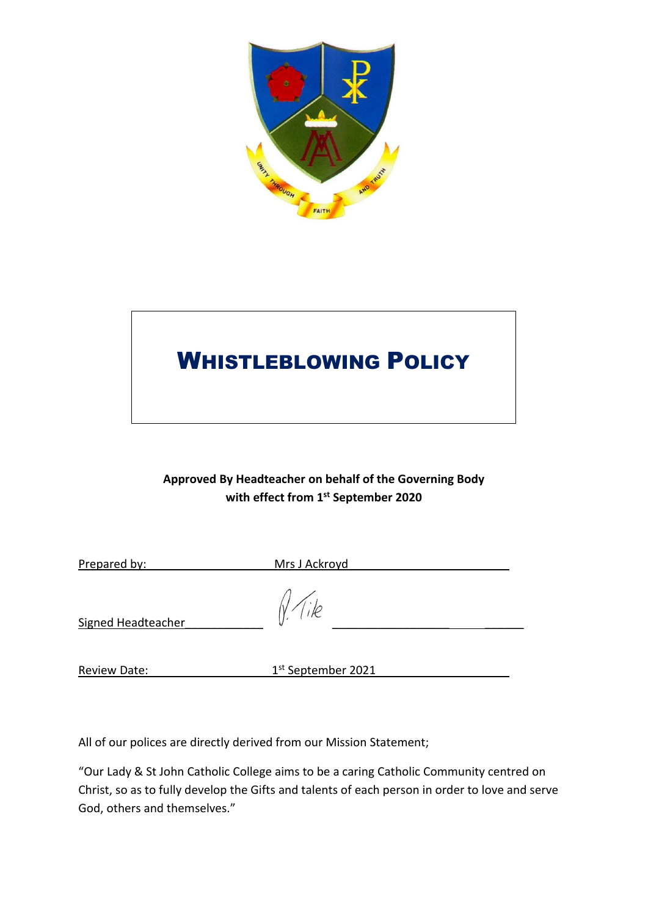# WHISTLEBLOWING POLICY

**Approved By Headteacher on behalf of the Governing Body with effect from 1st September 2020**

Prepared by: Mrs J Ackroyd

Signed Headteacher P. Tile

Review Date: 1st September 2021

All of our polices are directly derived from our Mission Statement;

"Our Lady & St John Catholic College aims to be a caring Catholic Community centred on Christ, so as to fully develop the Gifts and talents of each person in order to love and serve God, others and themselves."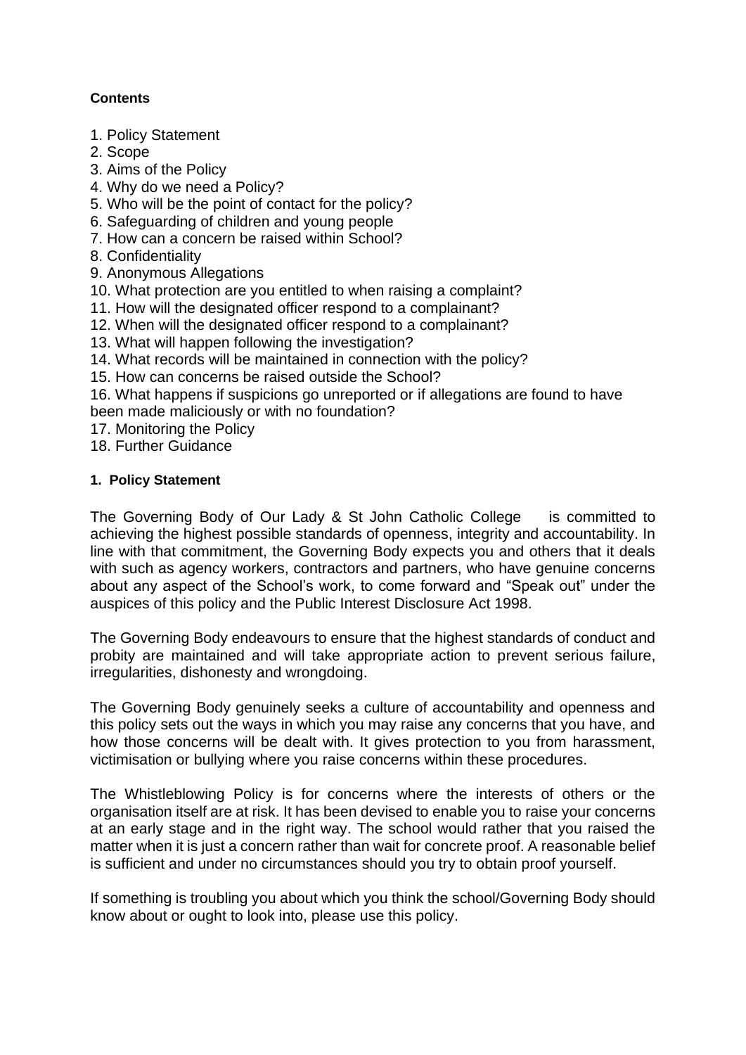**Contents**

1. Policy Statement
2. Scope
3. Aims of the Policy
4. Why do we need a Policy?
5. Who will be the point of contact for the policy?
6. Safeguarding of children and young people
7. How can a concern be raised within School?
8. Confidentiality
9. Anonymous Allegations
10. What protection are you entitled to when raising a complaint?
11. How will the designated officer respond to a complainant?
12. When will the designated officer respond to a complainant?
13. What will happen following the investigation?
14. What records will be maintained in connection with the policy?
15. How can concerns be raised outside the School?
16. What happens if suspicions go unreported or if allegations are found to have been made maliciously or with no foundation?
17. Monitoring the Policy
18. Further Guidance

**1. Policy Statement**

The Governing Body of Our Lady & St John Catholic College is committed to achieving the highest possible standards of openness, integrity and accountability. In line with that commitment, the Governing Body expects you and others that it deals with such as agency workers, contractors and partners, who have genuine concerns about any aspect of the School's work, to come forward and "Speak out" under the auspices of this policy and the Public Interest Disclosure Act 1998.

The Governing Body endeavours to ensure that the highest standards of conduct and probity are maintained and will take appropriate action to prevent serious failure, irregularities, dishonesty and wrongdoing.

The Governing Body genuinely seeks a culture of accountability and openness and this policy sets out the ways in which you may raise any concerns that you have, and how those concerns will be dealt with. It gives protection to you from harassment, victimisation or bullying where you raise concerns within these procedures.

The Whistleblowing Policy is for concerns where the interests of others or the organisation itself are at risk. It has been devised to enable you to raise your concerns at an early stage and in the right way. The school would rather that you raised the matter when it is just a concern rather than wait for concrete proof. A reasonable belief is sufficient and under no circumstances should you try to obtain proof yourself.

If something is troubling you about which you think the school/Governing Body should know about or ought to look into, please use this policy.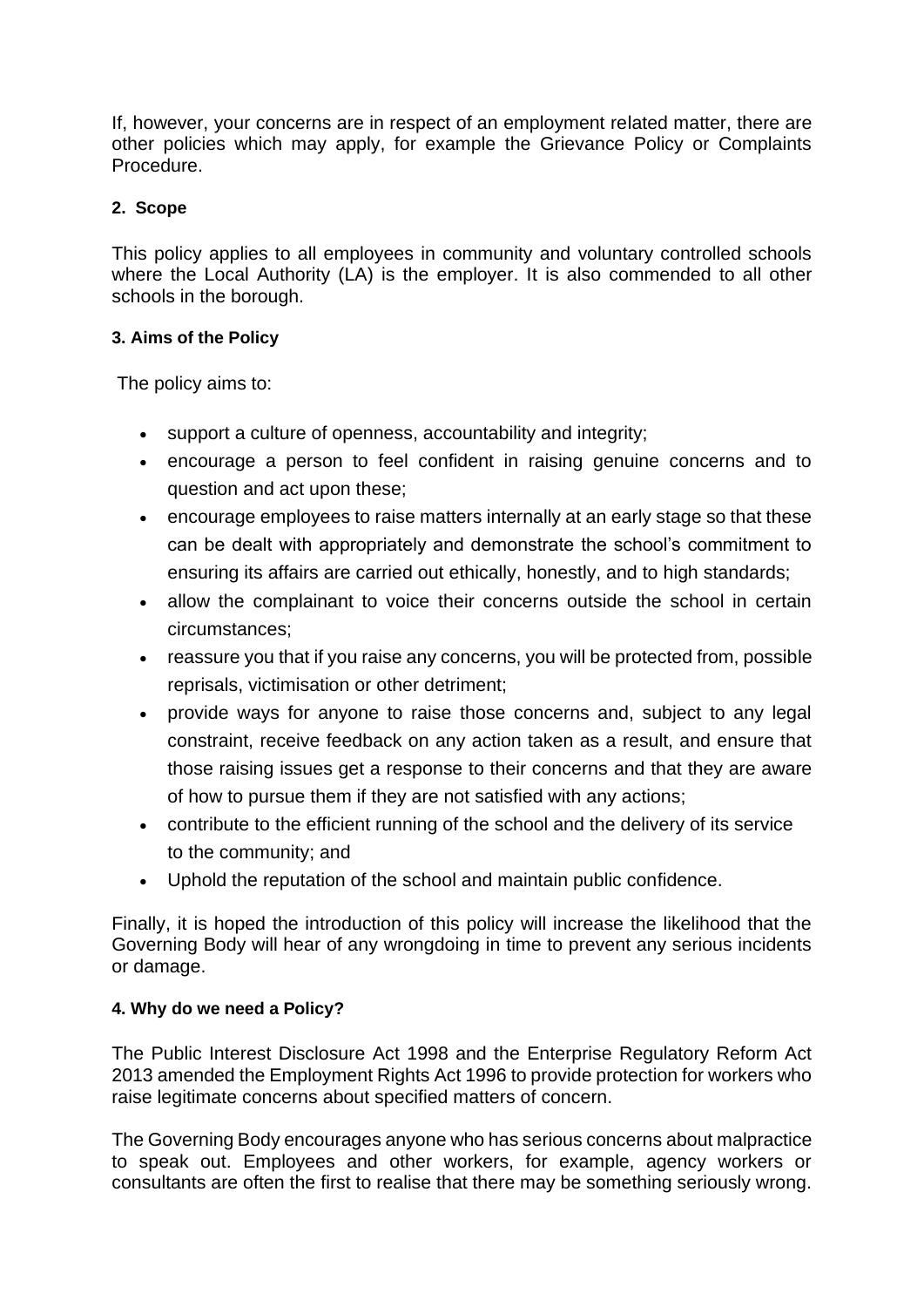If, however, your concerns are in respect of an employment related matter, there are other policies which may apply, for example the Grievance Policy or Complaints Procedure.

## 2. Scope

This policy applies to all employees in community and voluntary controlled schools where the Local Authority (LA) is the employer. It is also commended to all other schools in the borough.

## 3. Aims of the Policy

The policy aims to:

- support a culture of openness, accountability and integrity;
- encourage a person to feel confident in raising genuine concerns and to question and act upon these;
- encourage employees to raise matters internally at an early stage so that these can be dealt with appropriately and demonstrate the school's commitment to ensuring its affairs are carried out ethically, honestly, and to high standards;
- allow the complainant to voice their concerns outside the school in certain circumstances;
- reassure you that if you raise any concerns, you will be protected from, possible reprisals, victimisation or other detriment;
- provide ways for anyone to raise those concerns and, subject to any legal constraint, receive feedback on any action taken as a result, and ensure that those raising issues get a response to their concerns and that they are aware of how to pursue them if they are not satisfied with any actions;
- contribute to the efficient running of the school and the delivery of its service to the community; and
- Uphold the reputation of the school and maintain public confidence.

Finally, it is hoped the introduction of this policy will increase the likelihood that the Governing Body will hear of any wrongdoing in time to prevent any serious incidents or damage.

## 4. Why do we need a Policy?

The Public Interest Disclosure Act 1998 and the Enterprise Regulatory Reform Act 2013 amended the Employment Rights Act 1996 to provide protection for workers who raise legitimate concerns about specified matters of concern.

The Governing Body encourages anyone who has serious concerns about malpractice to speak out. Employees and other workers, for example, agency workers or consultants are often the first to realise that there may be something seriously wrong.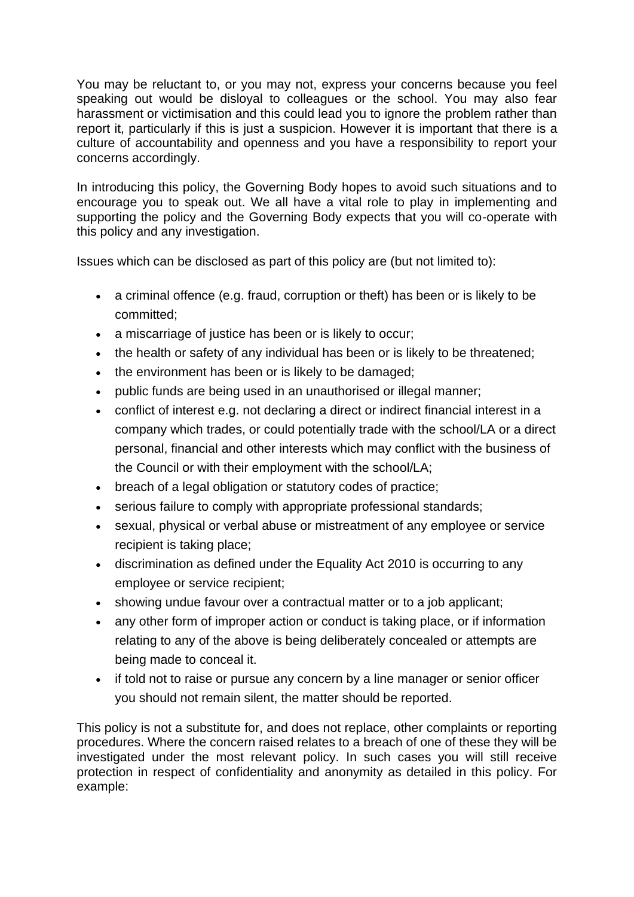You may be reluctant to, or you may not, express your concerns because you feel speaking out would be disloyal to colleagues or the school. You may also fear harassment or victimisation and this could lead you to ignore the problem rather than report it, particularly if this is just a suspicion. However it is important that there is a culture of accountability and openness and you have a responsibility to report your concerns accordingly.

In introducing this policy, the Governing Body hopes to avoid such situations and to encourage you to speak out. We all have a vital role to play in implementing and supporting the policy and the Governing Body expects that you will co-operate with this policy and any investigation.

Issues which can be disclosed as part of this policy are (but not limited to):

- a criminal offence (e.g. fraud, corruption or theft) has been or is likely to be committed;
- a miscarriage of justice has been or is likely to occur;
- the health or safety of any individual has been or is likely to be threatened;
- the environment has been or is likely to be damaged;
- public funds are being used in an unauthorised or illegal manner;
- conflict of interest e.g. not declaring a direct or indirect financial interest in a company which trades, or could potentially trade with the school/LA or a direct personal, financial and other interests which may conflict with the business of the Council or with their employment with the school/LA;
- breach of a legal obligation or statutory codes of practice;
- serious failure to comply with appropriate professional standards;
- sexual, physical or verbal abuse or mistreatment of any employee or service recipient is taking place;
- discrimination as defined under the Equality Act 2010 is occurring to any employee or service recipient;
- showing undue favour over a contractual matter or to a job applicant;
- any other form of improper action or conduct is taking place, or if information relating to any of the above is being deliberately concealed or attempts are being made to conceal it.
- if told not to raise or pursue any concern by a line manager or senior officer you should not remain silent, the matter should be reported.

This policy is not a substitute for, and does not replace, other complaints or reporting procedures. Where the concern raised relates to a breach of one of these they will be investigated under the most relevant policy. In such cases you will still receive protection in respect of confidentiality and anonymity as detailed in this policy. For example: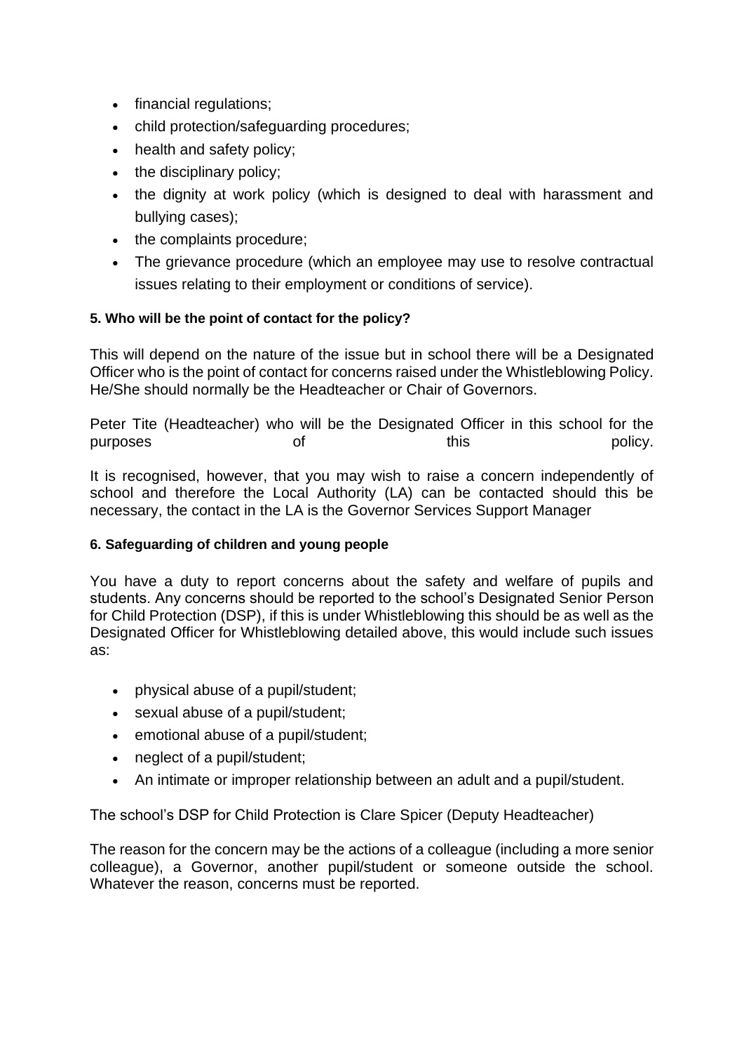- financial regulations;
- child protection/safeguarding procedures;
- health and safety policy;
- the disciplinary policy;
- the dignity at work policy (which is designed to deal with harassment and bullying cases);
- the complaints procedure;
- The grievance procedure (which an employee may use to resolve contractual issues relating to their employment or conditions of service).

**5. Who will be the point of contact for the policy?**

This will depend on the nature of the issue but in school there will be a Designated Officer who is the point of contact for concerns raised under the Whistleblowing Policy. He/She should normally be the Headteacher or Chair of Governors.

Peter Tite (Headteacher) who will be the Designated Officer in this school for the purposes of this policy.

It is recognised, however, that you may wish to raise a concern independently of school and therefore the Local Authority (LA) can be contacted should this be necessary, the contact in the LA is the Governor Services Support Manager

**6. Safeguarding of children and young people**

You have a duty to report concerns about the safety and welfare of pupils and students. Any concerns should be reported to the school's Designated Senior Person for Child Protection (DSP), if this is under Whistleblowing this should be as well as the Designated Officer for Whistleblowing detailed above, this would include such issues as:

- physical abuse of a pupil/student;
- sexual abuse of a pupil/student;
- emotional abuse of a pupil/student;
- neglect of a pupil/student;
- An intimate or improper relationship between an adult and a pupil/student.

The school's DSP for Child Protection is Clare Spicer (Deputy Headteacher)

The reason for the concern may be the actions of a colleague (including a more senior colleague), a Governor, another pupil/student or someone outside the school. Whatever the reason, concerns must be reported.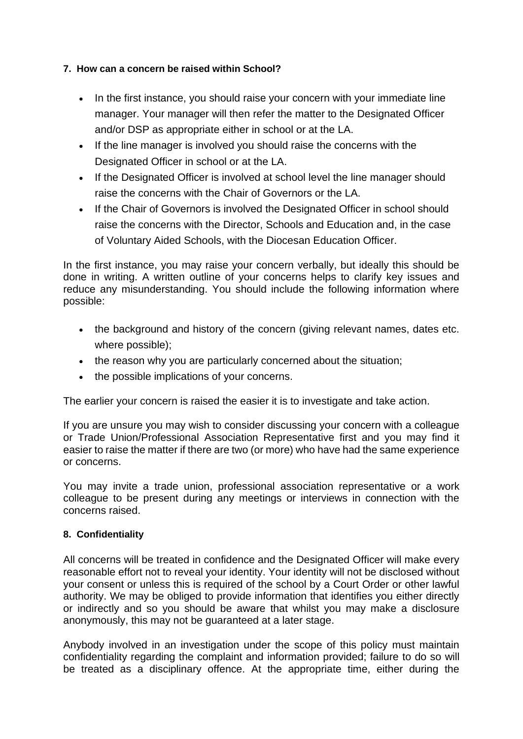#### 7. How can a concern be raised within School?

- In the first instance, you should raise your concern with your immediate line manager. Your manager will then refer the matter to the Designated Officer and/or DSP as appropriate either in school or at the LA.
- If the line manager is involved you should raise the concerns with the Designated Officer in school or at the LA.
- If the Designated Officer is involved at school level the line manager should raise the concerns with the Chair of Governors or the LA.
- If the Chair of Governors is involved the Designated Officer in school should raise the concerns with the Director, Schools and Education and, in the case of Voluntary Aided Schools, with the Diocesan Education Officer.

In the first instance, you may raise your concern verbally, but ideally this should be done in writing. A written outline of your concerns helps to clarify key issues and reduce any misunderstanding. You should include the following information where possible:

- the background and history of the concern (giving relevant names, dates etc. where possible);
- the reason why you are particularly concerned about the situation;
- the possible implications of your concerns.

The earlier your concern is raised the easier it is to investigate and take action.

If you are unsure you may wish to consider discussing your concern with a colleague or Trade Union/Professional Association Representative first and you may find it easier to raise the matter if there are two (or more) who have had the same experience or concerns.

You may invite a trade union, professional association representative or a work colleague to be present during any meetings or interviews in connection with the concerns raised.

#### 8. Confidentiality

All concerns will be treated in confidence and the Designated Officer will make every reasonable effort not to reveal your identity. Your identity will not be disclosed without your consent or unless this is required of the school by a Court Order or other lawful authority. We may be obliged to provide information that identifies you either directly or indirectly and so you should be aware that whilst you may make a disclosure anonymously, this may not be guaranteed at a later stage.

Anybody involved in an investigation under the scope of this policy must maintain confidentiality regarding the complaint and information provided; failure to do so will be treated as a disciplinary offence. At the appropriate time, either during the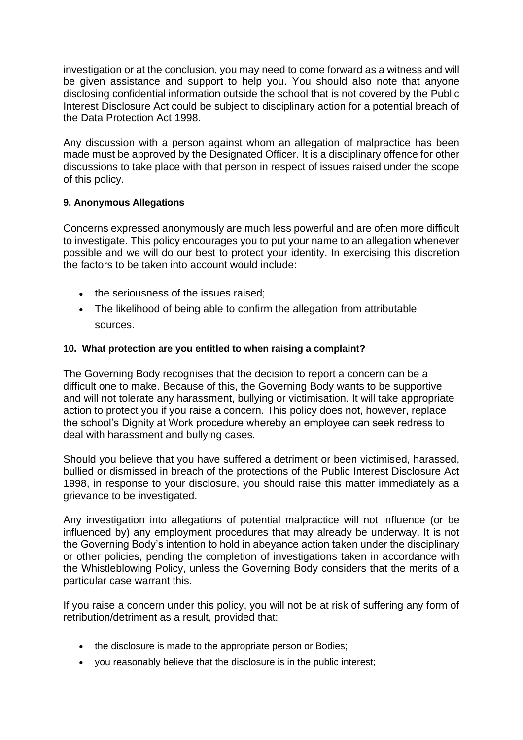investigation or at the conclusion, you may need to come forward as a witness and will be given assistance and support to help you. You should also note that anyone disclosing confidential information outside the school that is not covered by the Public Interest Disclosure Act could be subject to disciplinary action for a potential breach of the Data Protection Act 1998.

Any discussion with a person against whom an allegation of malpractice has been made must be approved by the Designated Officer. It is a disciplinary offence for other discussions to take place with that person in respect of issues raised under the scope of this policy.

**9. Anonymous Allegations**

Concerns expressed anonymously are much less powerful and are often more difficult to investigate. This policy encourages you to put your name to an allegation whenever possible and we will do our best to protect your identity. In exercising this discretion the factors to be taken into account would include:

- the seriousness of the issues raised;
- The likelihood of being able to confirm the allegation from attributable sources.

**10. What protection are you entitled to when raising a complaint?**

The Governing Body recognises that the decision to report a concern can be a difficult one to make. Because of this, the Governing Body wants to be supportive and will not tolerate any harassment, bullying or victimisation. It will take appropriate action to protect you if you raise a concern. This policy does not, however, replace the school's Dignity at Work procedure whereby an employee can seek redress to deal with harassment and bullying cases.

Should you believe that you have suffered a detriment or been victimised, harassed, bullied or dismissed in breach of the protections of the Public Interest Disclosure Act 1998, in response to your disclosure, you should raise this matter immediately as a grievance to be investigated.

Any investigation into allegations of potential malpractice will not influence (or be influenced by) any employment procedures that may already be underway. It is not the Governing Body's intention to hold in abeyance action taken under the disciplinary or other policies, pending the completion of investigations taken in accordance with the Whistleblowing Policy, unless the Governing Body considers that the merits of a particular case warrant this.

If you raise a concern under this policy, you will not be at risk of suffering any form of retribution/detriment as a result, provided that:

- the disclosure is made to the appropriate person or Bodies;
- you reasonably believe that the disclosure is in the public interest;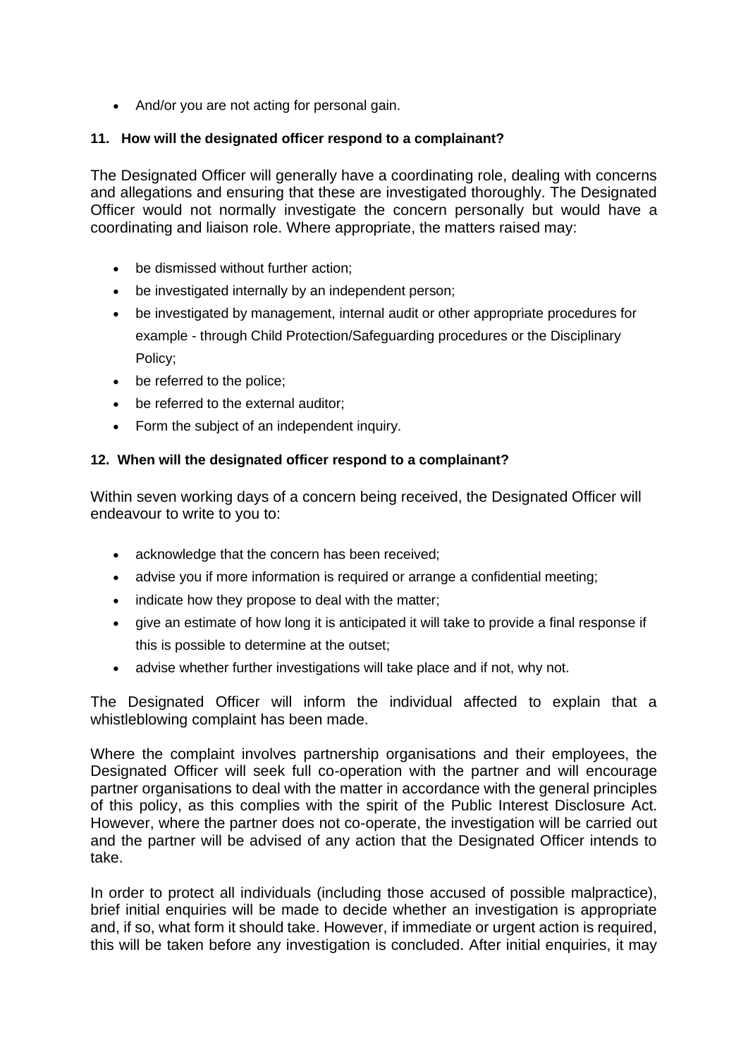- And/or you are not acting for personal gain.

### 11. How will the designated officer respond to a complainant?

The Designated Officer will generally have a coordinating role, dealing with concerns and allegations and ensuring that these are investigated thoroughly. The Designated Officer would not normally investigate the concern personally but would have a coordinating and liaison role. Where appropriate, the matters raised may:

- be dismissed without further action;
- be investigated internally by an independent person;
- be investigated by management, internal audit or other appropriate procedures for example - through Child Protection/Safeguarding procedures or the Disciplinary Policy;
- be referred to the police;
- be referred to the external auditor;
- Form the subject of an independent inquiry.

### 12. When will the designated officer respond to a complainant?

Within seven working days of a concern being received, the Designated Officer will endeavour to write to you to:

- acknowledge that the concern has been received;
- advise you if more information is required or arrange a confidential meeting;
- indicate how they propose to deal with the matter;
- give an estimate of how long it is anticipated it will take to provide a final response if this is possible to determine at the outset;
- advise whether further investigations will take place and if not, why not.

The Designated Officer will inform the individual affected to explain that a whistleblowing complaint has been made.

Where the complaint involves partnership organisations and their employees, the Designated Officer will seek full co-operation with the partner and will encourage partner organisations to deal with the matter in accordance with the general principles of this policy, as this complies with the spirit of the Public Interest Disclosure Act. However, where the partner does not co-operate, the investigation will be carried out and the partner will be advised of any action that the Designated Officer intends to take.

In order to protect all individuals (including those accused of possible malpractice), brief initial enquiries will be made to decide whether an investigation is appropriate and, if so, what form it should take. However, if immediate or urgent action is required, this will be taken before any investigation is concluded. After initial enquiries, it may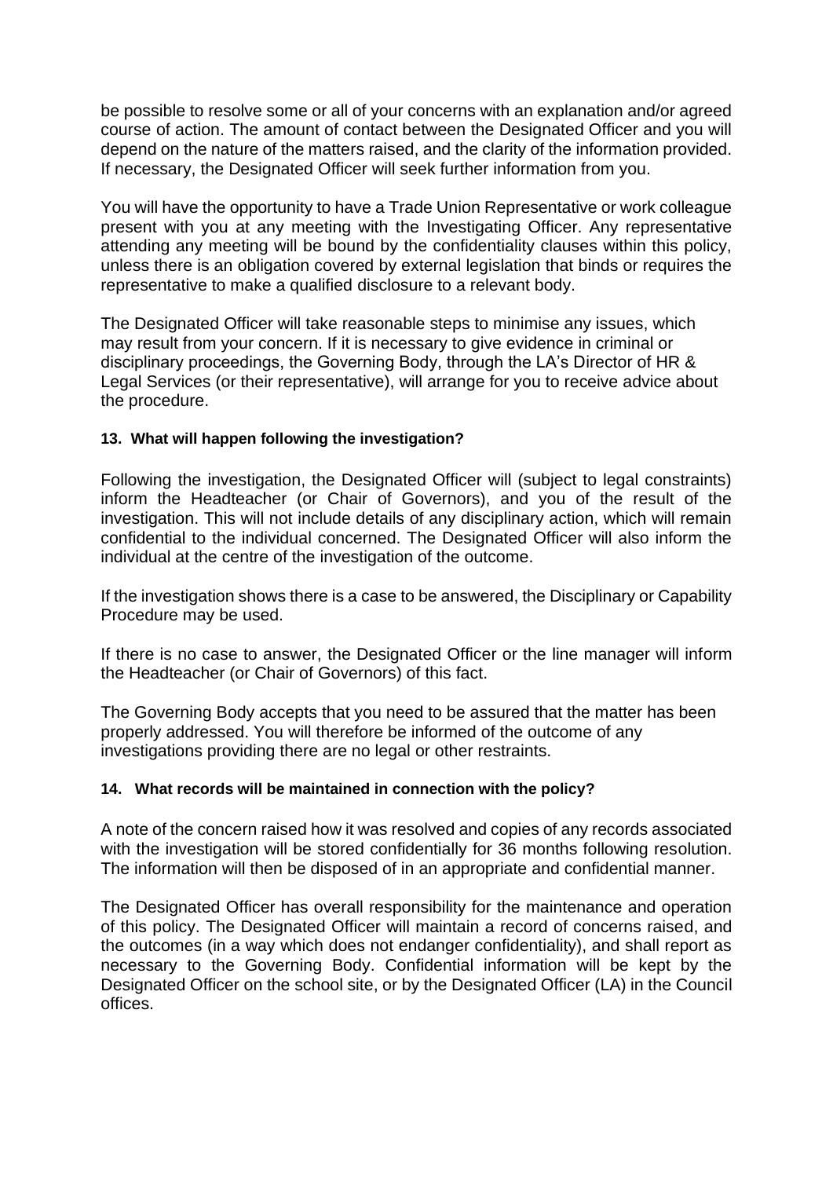be possible to resolve some or all of your concerns with an explanation and/or agreed course of action. The amount of contact between the Designated Officer and you will depend on the nature of the matters raised, and the clarity of the information provided. If necessary, the Designated Officer will seek further information from you.

You will have the opportunity to have a Trade Union Representative or work colleague present with you at any meeting with the Investigating Officer. Any representative attending any meeting will be bound by the confidentiality clauses within this policy, unless there is an obligation covered by external legislation that binds or requires the representative to make a qualified disclosure to a relevant body.

The Designated Officer will take reasonable steps to minimise any issues, which may result from your concern. If it is necessary to give evidence in criminal or disciplinary proceedings, the Governing Body, through the LA's Director of HR & Legal Services (or their representative), will arrange for you to receive advice about the procedure.

### 13. What will happen following the investigation?

Following the investigation, the Designated Officer will (subject to legal constraints) inform the Headteacher (or Chair of Governors), and you of the result of the investigation. This will not include details of any disciplinary action, which will remain confidential to the individual concerned. The Designated Officer will also inform the individual at the centre of the investigation of the outcome.

If the investigation shows there is a case to be answered, the Disciplinary or Capability Procedure may be used.

If there is no case to answer, the Designated Officer or the line manager will inform the Headteacher (or Chair of Governors) of this fact.

The Governing Body accepts that you need to be assured that the matter has been properly addressed. You will therefore be informed of the outcome of any investigations providing there are no legal or other restraints.

### 14. What records will be maintained in connection with the policy?

A note of the concern raised how it was resolved and copies of any records associated with the investigation will be stored confidentially for 36 months following resolution. The information will then be disposed of in an appropriate and confidential manner.

The Designated Officer has overall responsibility for the maintenance and operation of this policy. The Designated Officer will maintain a record of concerns raised, and the outcomes (in a way which does not endanger confidentiality), and shall report as necessary to the Governing Body. Confidential information will be kept by the Designated Officer on the school site, or by the Designated Officer (LA) in the Council offices.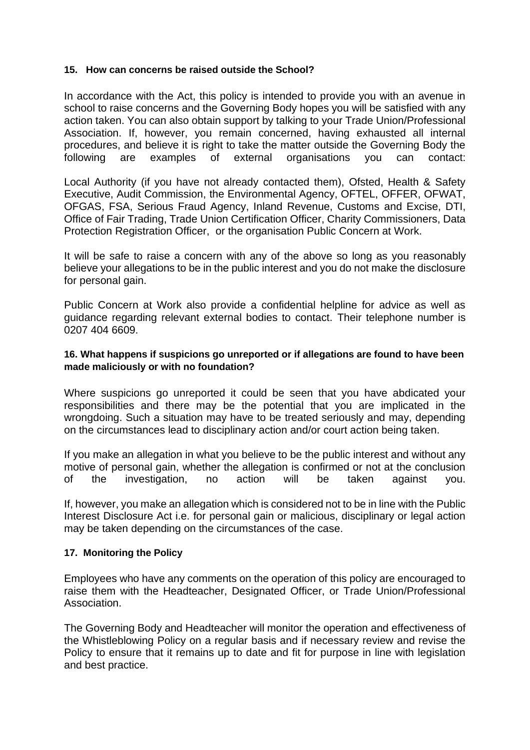#### 15. How can concerns be raised outside the School?

In accordance with the Act, this policy is intended to provide you with an avenue in school to raise concerns and the Governing Body hopes you will be satisfied with any action taken. You can also obtain support by talking to your Trade Union/Professional Association. If, however, you remain concerned, having exhausted all internal procedures, and believe it is right to take the matter outside the Governing Body the following are examples of external organisations you can contact:

Local Authority (if you have not already contacted them), Ofsted, Health & Safety Executive, Audit Commission, the Environmental Agency, OFTEL, OFFER, OFWAT, OFGAS, FSA, Serious Fraud Agency, Inland Revenue, Customs and Excise, DTI, Office of Fair Trading, Trade Union Certification Officer, Charity Commissioners, Data Protection Registration Officer, or the organisation Public Concern at Work.

It will be safe to raise a concern with any of the above so long as you reasonably believe your allegations to be in the public interest and you do not make the disclosure for personal gain.

Public Concern at Work also provide a confidential helpline for advice as well as guidance regarding relevant external bodies to contact. Their telephone number is 0207 404 6609.

#### 16. What happens if suspicions go unreported or if allegations are found to have been made maliciously or with no foundation?

Where suspicions go unreported it could be seen that you have abdicated your responsibilities and there may be the potential that you are implicated in the wrongdoing. Such a situation may have to be treated seriously and may, depending on the circumstances lead to disciplinary action and/or court action being taken.

If you make an allegation in what you believe to be the public interest and without any motive of personal gain, whether the allegation is confirmed or not at the conclusion of the investigation, no action will be taken against you.

If, however, you make an allegation which is considered not to be in line with the Public Interest Disclosure Act i.e. for personal gain or malicious, disciplinary or legal action may be taken depending on the circumstances of the case.

#### 17. Monitoring the Policy

Employees who have any comments on the operation of this policy are encouraged to raise them with the Headteacher, Designated Officer, or Trade Union/Professional Association.

The Governing Body and Headteacher will monitor the operation and effectiveness of the Whistleblowing Policy on a regular basis and if necessary review and revise the Policy to ensure that it remains up to date and fit for purpose in line with legislation and best practice.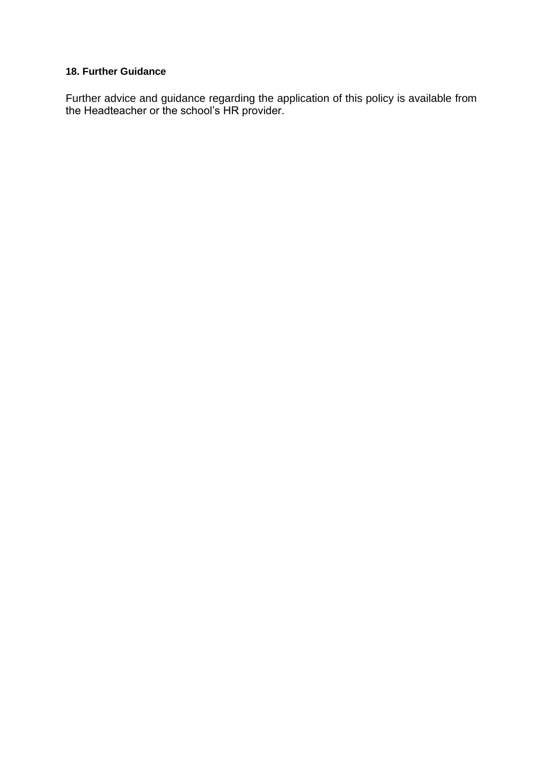### 18. Further Guidance

Further advice and guidance regarding the application of this policy is available from the Headteacher or the school's HR provider.